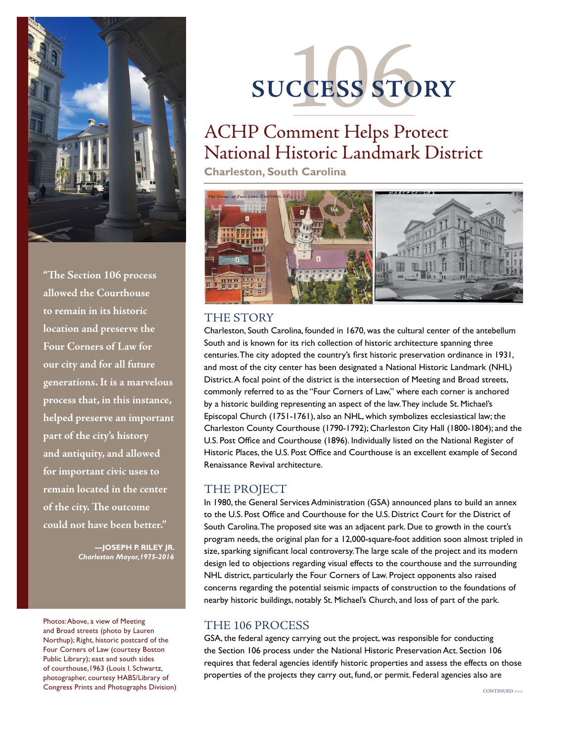# 106 SUCCESS STORY

## ACHP Comment Helps Protect National Historic Landmark District

**Charleston, South Carolina**

### THE STORY

Charleston, South Carolina, founded in 1670, was the cultural center of the antebellum South and is known for its rich collection of historic architecture spanning three centuries. The city adopted the country's first historic preservation ordinance in 1931, and most of the city center has been designated a National Historic Landmark (NHL) District. A focal point of the district is the intersection of Meeting and Broad streets, commonly referred to as the "Four Corners of Law," where each corner is anchored by a historic building representing an aspect of the law. They include St. Michael's Episcopal Church (1751-1761), also an NHL, which symbolizes ecclesiastical law; the Charleston County Courthouse (1790-1792); Charleston City Hall (1800-1804); and the U.S. Post Office and Courthouse (1896). Individually listed on the National Register of Historic Places, the U.S. Post Office and Courthouse is an excellent example of Second Renaissance Revival architecture.

### THE PROJECT

In 1980, the General Services Administration (GSA) announced plans to build an annex to the U.S. Post Office and Courthouse for the U.S. District Court for the District of South Carolina. The proposed site was an adjacent park. Due to growth in the court's program needs, the original plan for a 12,000-square-foot addition soon almost tripled in size, sparking significant local controversy. The large scale of the project and its modern design led to objections regarding visual effects to the courthouse and the surrounding NHL district, particularly the Four Corners of Law. Project opponents also raised concerns regarding the potential seismic impacts of construction to the foundations of nearby historic buildings, notably St. Michael's Church, and loss of part of the park.

### THE 106 PROCESS

GSA, the federal agency carrying out the project, was responsible for conducting the Section 106 process under the National Historic Preservation Act. Section 106 requires that federal agencies identify historic properties and assess the effects on those properties of the projects they carry out, fund, or permit. Federal agencies also are

CONTINUED >>>

"The Section 106 process allowed the Courthouse to remain in its historic location and preserve the Four Corners of Law for our city and for all future generations. It is a marvelous process that, in this instance, helped preserve an important part of the city's history and antiquity, and allowed for important civic uses to remain located in the center of the city. The outcome could not have been better."

**—JOSEPH P. RILEY JR.**
*Charleston Mayor, 1975-2016*

Photos: Above, a view of Meeting and Broad streets (photo by Lauren Northup); Right, historic postcard of the Four Corners of Law (courtesy Boston Public Library); east and south sides of courthouse, 1963 (Louis I. Schwartz, photographer, courtesy HABS/Library of Congress Prints and Photographs Division)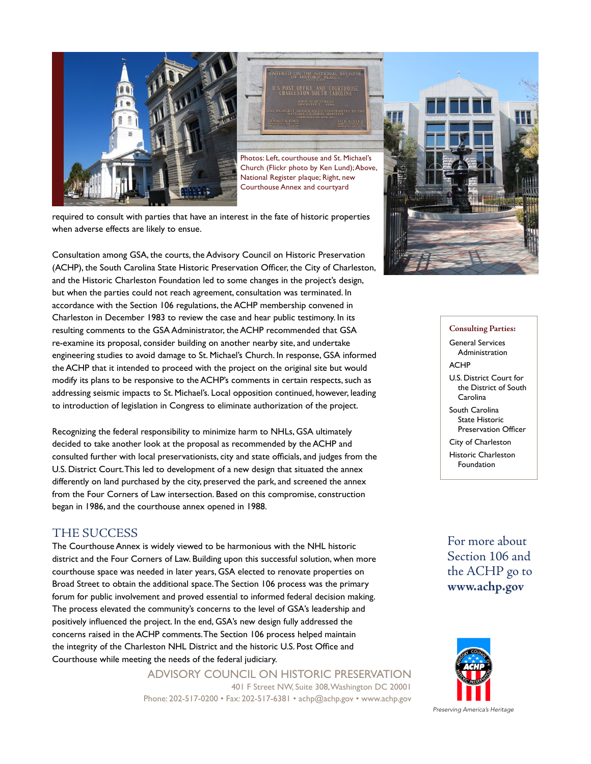Photos: Left, courthouse and St. Michael's Church (Flickr photo by Ken Lund); Above, National Register plaque; Right, new Courthouse Annex and courtyard

required to consult with parties that have an interest in the fate of historic properties when adverse effects are likely to ensue.

Consultation among GSA, the courts, the Advisory Council on Historic Preservation (ACHP), the South Carolina State Historic Preservation Officer, the City of Charleston, and the Historic Charleston Foundation led to some changes in the project's design, but when the parties could not reach agreement, consultation was terminated. In accordance with the Section 106 regulations, the ACHP membership convened in Charleston in December 1983 to review the case and hear public testimony. In its resulting comments to the GSA Administrator, the ACHP recommended that GSA re-examine its proposal, consider building on another nearby site, and undertake engineering studies to avoid damage to St. Michael's Church. In response, GSA informed the ACHP that it intended to proceed with the project on the original site but would modify its plans to be responsive to the ACHP's comments in certain respects, such as addressing seismic impacts to St. Michael's. Local opposition continued, however, leading to introduction of legislation in Congress to eliminate authorization of the project.

Recognizing the federal responsibility to minimize harm to NHLs, GSA ultimately decided to take another look at the proposal as recommended by the ACHP and consulted further with local preservationists, city and state officials, and judges from the U.S. District Court. This led to development of a new design that situated the annex differently on land purchased by the city, preserved the park, and screened the annex from the Four Corners of Law intersection. Based on this compromise, construction began in 1986, and the courthouse annex opened in 1988.

## THE SUCCESS

The Courthouse Annex is widely viewed to be harmonious with the NHL historic district and the Four Corners of Law. Building upon this successful solution, when more courthouse space was needed in later years, GSA elected to renovate properties on Broad Street to obtain the additional space. The Section 106 process was the primary forum for public involvement and proved essential to informed federal decision making. The process elevated the community's concerns to the level of GSA's leadership and positively influenced the project. In the end, GSA's new design fully addressed the concerns raised in the ACHP comments. The Section 106 process helped maintain the integrity of the Charleston NHL District and the historic U.S. Post Office and Courthouse while meeting the needs of the federal judiciary.

**Consulting Parties:**

- General Services Administration
- ACHP
- U.S. District Court for the District of South Carolina
- South Carolina State Historic Preservation Officer
- City of Charleston
- Historic Charleston Foundation

For more about Section 106 and the ACHP go to **www.achp.gov**

ADVISORY COUNCIL ON HISTORIC PRESERVATION
401 F Street NW, Suite 308, Washington DC 20001
Phone: 202-517-0200 • Fax: 202-517-6381 • achp@achp.gov • www.achp.gov

*Preserving America's Heritage*